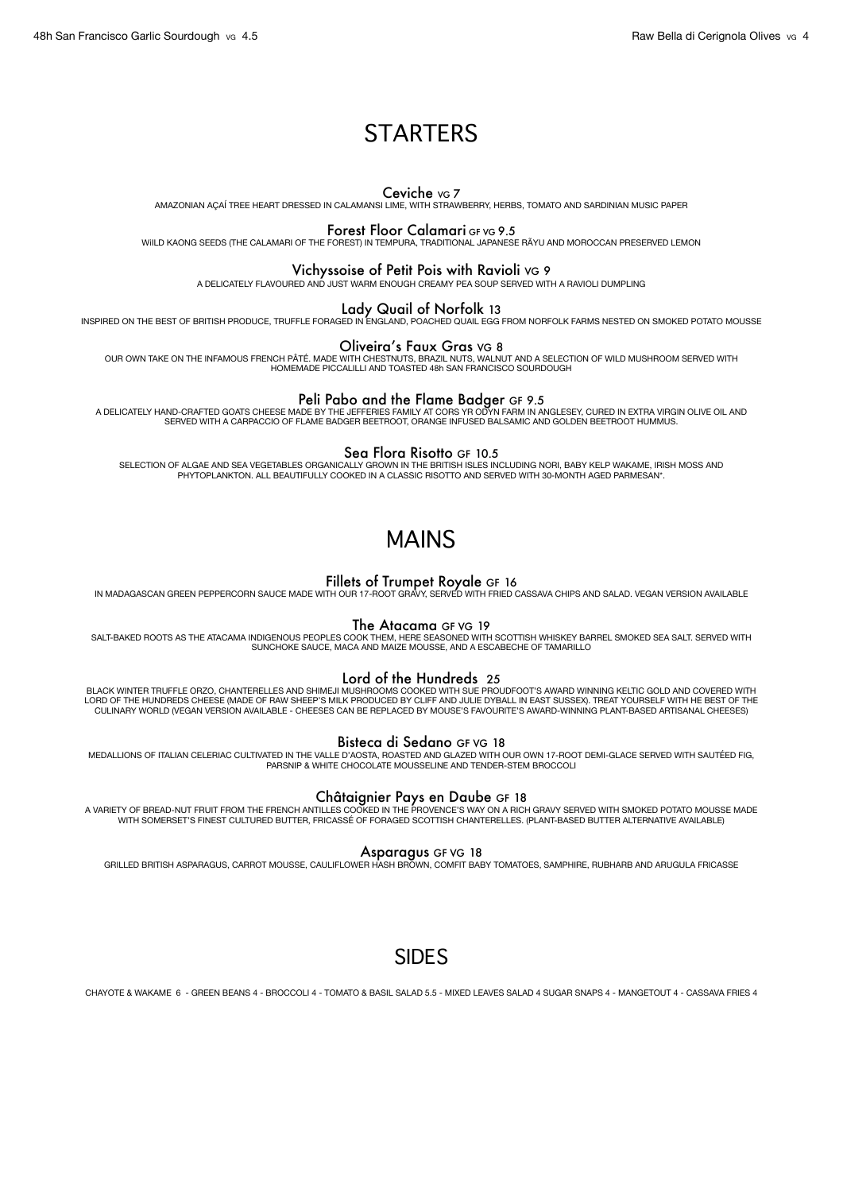48h San Francisco Garlic Sourdough VG 4.5

Raw Bella di Cerignola Olives VG 4

# STARTERS

### Ceviche VG 7

AMAZONIAN AÇAÍ TREE HEART DRESSED IN CALAMANSI LIME, WITH STRAWBERRY, HERBS, TOMATO AND SARDINIAN MUSIC PAPER

### Forest Floor Calamari GF VG 9.5

WIILD KAONG SEEDS (THE CALAMARI OF THE FOREST) IN TEMPURA, TRADITIONAL JAPANESE RĀYU AND MOROCCAN PRESERVED LEMON

### Vichyssoise of Petit Pois with Ravioli VG 9

A DELICATELY FLAVOURED AND JUST WARM ENOUGH CREAMY PEA SOUP SERVED WITH A RAVIOLI DUMPLING

### Lady Quail of Norfolk 13

INSPIRED ON THE BEST OF BRITISH PRODUCE, TRUFFLE FORAGED IN ENGLAND, POACHED QUAIL EGG FROM NORFOLK FARMS NESTED ON SMOKED POTATO MOUSSE

### Oliveira's Faux Gras VG 8

OUR OWN TAKE ON THE INFAMOUS FRENCH PÂTÉ. MADE WITH CHESTNUTS, BRAZIL NUTS, WALNUT AND A SELECTION OF WILD MUSHROOM SERVED WITH HOMEMADE PICCALILLI AND TOASTED 48h SAN FRANCISCO SOURDOUGH

### Peli Pabo and the Flame Badger GF 9.5

A DELICATELY HAND-CRAFTED GOATS CHEESE MADE BY THE JEFFERIES FAMILY AT CORS YR ODYN FARM IN ANGLESEY, CURED IN EXTRA VIRGIN OLIVE OIL AND SERVED WITH A CARPACCIO OF FLAME BADGER BEETROOT, ORANGE INFUSED BALSAMIC AND GOLDEN BEETROOT HUMMUS.

### Sea Flora Risotto GF 10.5

SELECTION OF ALGAE AND SEA VEGETABLES ORGANICALLY GROWN IN THE BRITISH ISLES INCLUDING NORI, BABY KELP WAKAME, IRISH MOSS AND PHYTOPLANKTON. ALL BEAUTIFULLY COOKED IN A CLASSIC RISOTTO AND SERVED WITH 30-MONTH AGED PARMESAN*.

# MAINS

### Fillets of Trumpet Royale GF 16

IN MADAGASCAN GREEN PEPPERCORN SAUCE MADE WITH OUR 17-ROOT GRAVY, SERVED WITH FRIED CASSAVA CHIPS AND SALAD. VEGAN VERSION AVAILABLE

### The Atacama GF VG 19

SALT-BAKED ROOTS AS THE ATACAMA INDIGENOUS PEOPLES COOK THEM, HERE SEASONED WITH SCOTTISH WHISKEY BARREL SMOKED SEA SALT. SERVED WITH SUNCHOKE SAUCE, MACA AND MAIZE MOUSSE, AND A ESCABECHE OF TAMARILLO

### Lord of the Hundreds 25

BLACK WINTER TRUFFLE ORZO, CHANTERELLES AND SHIMEJI MUSHROOMS COOKED WITH SUE PROUDFOOT'S AWARD WINNING KELTIC GOLD AND COVERED WITH LORD OF THE HUNDREDS CHEESE (MADE OF RAW SHEEP'S MILK PRODUCED BY CLIFF AND JULIE DYBALL IN EAST SUSSEX). TREAT YOURSELF WITH HE BEST OF THE CULINARY WORLD (VEGAN VERSION AVAILABLE - CHEESES CAN BE REPLACED BY MOUSE'S FAVOURITE'S AWARD-WINNING PLANT-BASED ARTISANAL CHEESES)

### Bisteca di Sedano GF VG 18

MEDALLIONS OF ITALIAN CELERIAC CULTIVATED IN THE VALLE D'AOSTA, ROASTED AND GLAZED WITH OUR OWN 17-ROOT DEMI-GLACE SERVED WITH SAUTÉED FIG, PARSNIP & WHITE CHOCOLATE MOUSSELINE AND TENDER-STEM BROCCOLI

### Châtaignier Pays en Daube GF 18

A VARIETY OF BREAD-NUT FRUIT FROM THE FRENCH ANTILLES COOKED IN THE PROVENCE'S WAY ON A RICH GRAVY SERVED WITH SMOKED POTATO MOUSSE MADE WITH SOMERSET'S FINEST CULTURED BUTTER, FRICASSÉ OF FORAGED SCOTTISH CHANTERELLES. (PLANT-BASED BUTTER ALTERNATIVE AVAILABLE)

### Asparagus GF VG 18

GRILLED BRITISH ASPARAGUS, CARROT MOUSSE, CAULIFLOWER HASH BROWN, COMFIT BABY TOMATOES, SAMPHIRE, RUBHARB AND ARUGULA FRICASSE

# SIDES

CHAYOTE & WAKAME 6 - GREEN BEANS 4 - BROCCOLI 4 - TOMATO & BASIL SALAD 5.5 - MIXED LEAVES SALAD 4 SUGAR SNAPS 4 - MANGETOUT 4 - CASSAVA FRIES 4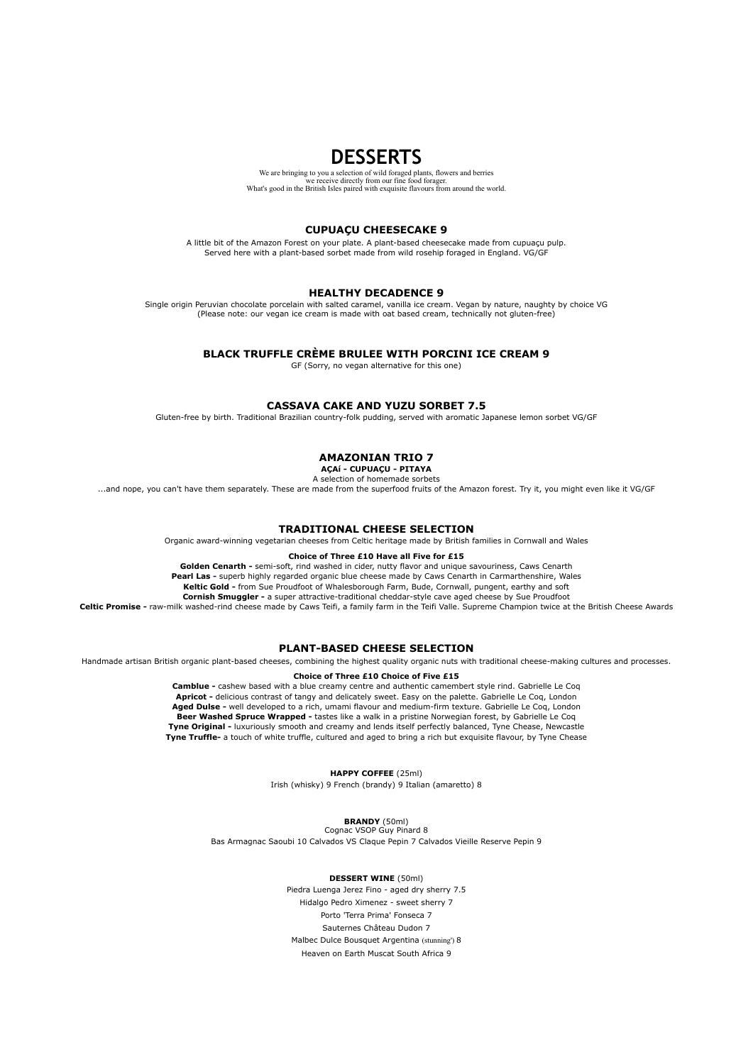# DESSERTS

We are bringing to you a selection of wild foraged plants, flowers and berries
we receive directly from our fine food forager.
What's good in the British Isles paired with exquisite flavours from around the world.

### CUPUAÇU CHEESECAKE 9

A little bit of the Amazon Forest on your plate. A plant-based cheesecake made from cupuaçu pulp.
Served here with a plant-based sorbet made from wild rosehip foraged in England. VG/GF

### HEALTHY DECADENCE 9

Single origin Peruvian chocolate porcelain with salted caramel, vanilla ice cream. Vegan by nature, naughty by choice VG
(Please note: our vegan ice cream is made with oat based cream, technically not gluten-free)

### BLACK TRUFFLE CRÈME BRULEE WITH PORCINI ICE CREAM 9

GF (Sorry, no vegan alternative for this one)

### CASSAVA CAKE AND YUZU SORBET 7.5

Gluten-free by birth. Traditional Brazilian country-folk pudding, served with aromatic Japanese lemon sorbet VG/GF

### AMAZONIAN TRIO 7

**AÇAÍ - CUPUAÇU - PITAYA**

A selection of homemade sorbets

...and nope, you can't have them separately. These are made from the superfood fruits of the Amazon forest. Try it, you might even like it VG/GF

### TRADITIONAL CHEESE SELECTION

Organic award-winning vegetarian cheeses from Celtic heritage made by British families in Cornwall and Wales

**Choice of Three £10 Have all Five for £15**

**Golden Cenarth -** semi-soft, rind washed in cider, nutty flavor and unique savouriness, Caws Cenarth
**Pearl Las -** superb highly regarded organic blue cheese made by Caws Cenarth in Carmarthenshire, Wales
**Keltic Gold -** from Sue Proudfoot of Whalesborough Farm, Bude, Cornwall, pungent, earthy and soft
**Cornish Smuggler -** a super attractive-traditional cheddar-style cave aged cheese by Sue Proudfoot
**Celtic Promise -** raw-milk washed-rind cheese made by Caws Teifi, a family farm in the Teifi Valle. Supreme Champion twice at the British Cheese Awards

### PLANT-BASED CHEESE SELECTION

Handmade artisan British organic plant-based cheeses, combining the highest quality organic nuts with traditional cheese-making cultures and processes.

**Choice of Three £10 Choice of Five £15**

**Camblue -** cashew based with a blue creamy centre and authentic camembert style rind. Gabrielle Le Coq
**Apricot -** delicious contrast of tangy and delicately sweet. Easy on the palette. Gabrielle Le Coq, London
**Aged Dulse -** well developed to a rich, umami flavour and medium-firm texture. Gabrielle Le Coq, London
**Beer Washed Spruce Wrapped -** tastes like a walk in a pristine Norwegian forest, by Gabrielle Le Coq
**Tyne Original -** luxuriously smooth and creamy and lends itself perfectly balanced, Tyne Chease, Newcastle
**Tyne Truffle-** a touch of white truffle, cultured and aged to bring a rich but exquisite flavour, by Tyne Chease

**HAPPY COFFEE** (25ml)

Irish (whisky) 9 French (brandy) 9 Italian (amaretto) 8

**BRANDY** (50ml)

Cognac VSOP Guy Pinard 8
Bas Armagnac Saoubi 10 Calvados VS Claque Pepin 7 Calvados Vieille Reserve Pepin 9

**DESSERT WINE** (50ml)

Piedra Luenga Jerez Fino - aged dry sherry 7.5
Hidalgo Pedro Ximenez - sweet sherry 7
Porto 'Terra Prima' Fonseca 7
Sauternes Château Dudon 7
Malbec Dulce Bousquet Argentina (stunning') 8
Heaven on Earth Muscat South Africa 9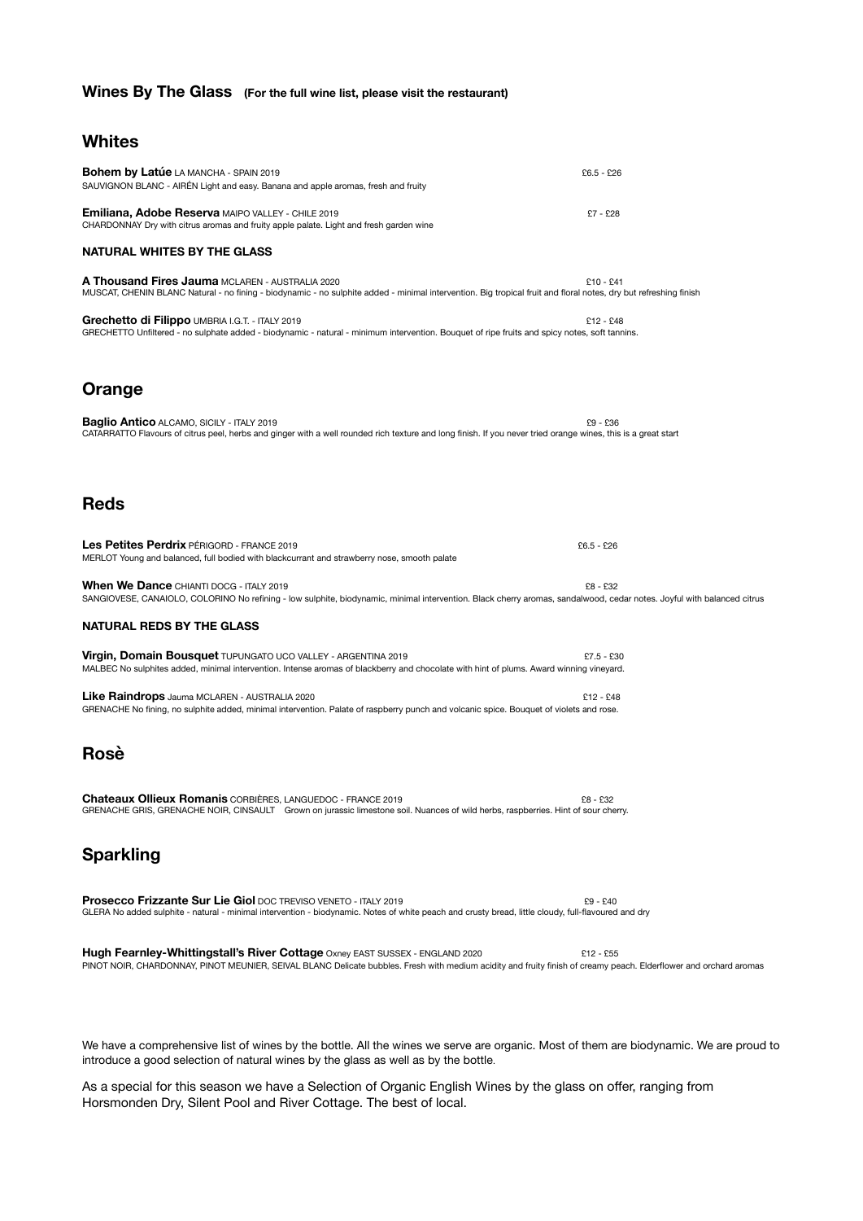## Wines By The Glass **(For the full wine list, please visit the restaurant)**

## Whites

**Bohem by Latúe** LA MANCHA - SPAIN 2019 — £6.5 - £26
SAUVIGNON BLANC - AIRÉN Light and easy. Banana and apple aromas, fresh and fruity

**Emiliana, Adobe Reserva** MAIPO VALLEY - CHILE 2019 — £7 - £28
CHARDONNAY Dry with citrus aromas and fruity apple palate. Light and fresh garden wine

### NATURAL WHITES BY THE GLASS

**A Thousand Fires Jauma** MCLAREN - AUSTRALIA 2020 — £10 - £41
MUSCAT, CHENIN BLANC Natural - no fining - biodynamic - no sulphite added - minimal intervention. Big tropical fruit and floral notes, dry but refreshing finish

**Grechetto di Filippo** UMBRIA I.G.T. - ITALY 2019 — £12 - £48
GRECHETTO Unfiltered - no sulphate added - biodynamic - natural - minimum intervention. Bouquet of ripe fruits and spicy notes, soft tannins.

## Orange

**Baglio Antico** ALCAMO, SICILY - ITALY 2019 — £9 - £36
CATARRATTO Flavours of citrus peel, herbs and ginger with a well rounded rich texture and long finish. If you never tried orange wines, this is a great start

## Reds

**Les Petites Perdrix** PÉRIGORD - FRANCE 2019 — £6.5 - £26
MERLOT Young and balanced, full bodied with blackcurrant and strawberry nose, smooth palate

**When We Dance** CHIANTI DOCG - ITALY 2019 — £8 - £32
SANGIOVESE, CANAIOLO, COLORINO No refining - low sulphite, biodynamic, minimal intervention. Black cherry aromas, sandalwood, cedar notes. Joyful with balanced citrus

### NATURAL REDS BY THE GLASS

**Virgin, Domain Bousquet** TUPUNGATO UCO VALLEY - ARGENTINA 2019 — £7.5 - £30
MALBEC No sulphites added, minimal intervention. Intense aromas of blackberry and chocolate with hint of plums. Award winning vineyard.

**Like Raindrops** Jauma MCLAREN - AUSTRALIA 2020 — £12 - £48
GRENACHE No fining, no sulphite added, minimal intervention. Palate of raspberry punch and volcanic spice. Bouquet of violets and rose.

## Rosè

**Chateaux Ollieux Romanis** CORBIÈRES, LANGUEDOC - FRANCE 2019 — £8 - £32
GRENACHE GRIS, GRENACHE NOIR, CINSAULT Grown on jurassic limestone soil. Nuances of wild herbs, raspberries. Hint of sour cherry.

## Sparkling

**Prosecco Frizzante Sur Lie Giol** DOC TREVISO VENETO - ITALY 2019 — £9 - £40
GLERA No added sulphite - natural - minimal intervention - biodynamic. Notes of white peach and crusty bread, little cloudy, full-flavoured and dry

**Hugh Fearnley-Whittingstall's River Cottage** Oxney EAST SUSSEX - ENGLAND 2020 — £12 - £55
PINOT NOIR, CHARDONNAY, PINOT MEUNIER, SEIVAL BLANC Delicate bubbles. Fresh with medium acidity and fruity finish of creamy peach. Elderflower and orchard aromas

We have a comprehensive list of wines by the bottle. All the wines we serve are organic. Most of them are biodynamic. We are proud to introduce a good selection of natural wines by the glass as well as by the bottle.

As a special for this season we have a Selection of Organic English Wines by the glass on offer, ranging from Horsmonden Dry, Silent Pool and River Cottage. The best of local.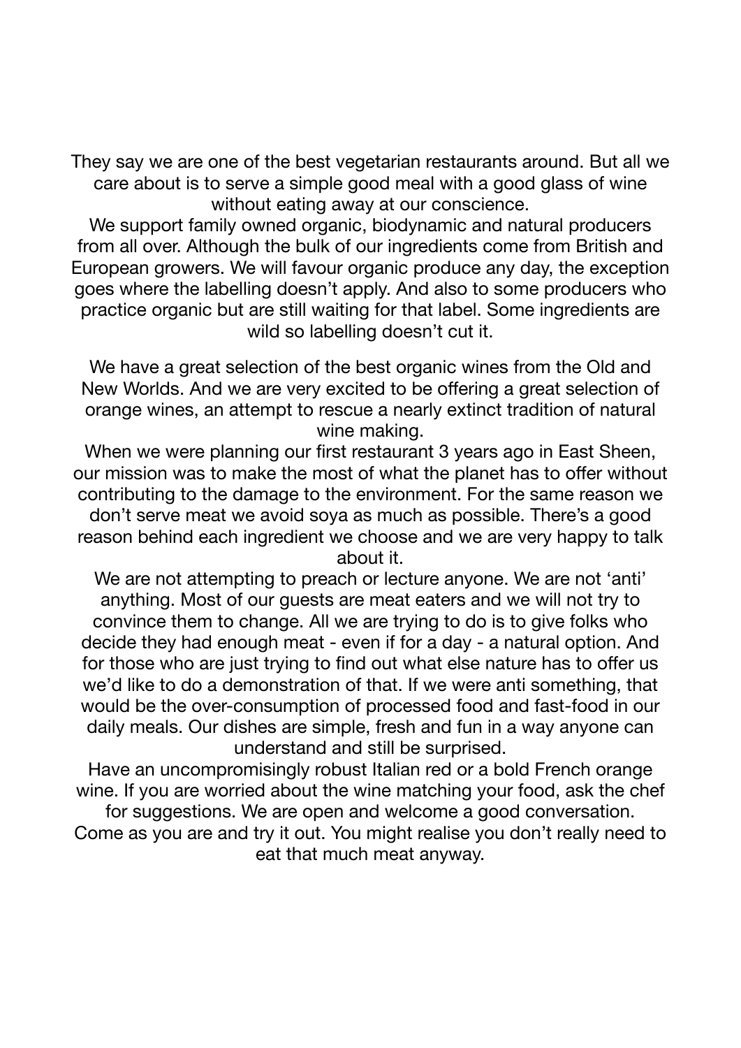They say we are one of the best vegetarian restaurants around. But all we care about is to serve a simple good meal with a good glass of wine without eating away at our conscience.

We support family owned organic, biodynamic and natural producers from all over. Although the bulk of our ingredients come from British and European growers. We will favour organic produce any day, the exception goes where the labelling doesn't apply. And also to some producers who practice organic but are still waiting for that label. Some ingredients are wild so labelling doesn't cut it.

We have a great selection of the best organic wines from the Old and New Worlds. And we are very excited to be offering a great selection of orange wines, an attempt to rescue a nearly extinct tradition of natural wine making.

When we were planning our first restaurant 3 years ago in East Sheen, our mission was to make the most of what the planet has to offer without contributing to the damage to the environment. For the same reason we don't serve meat we avoid soya as much as possible. There's a good reason behind each ingredient we choose and we are very happy to talk about it.

We are not attempting to preach or lecture anyone. We are not 'anti' anything. Most of our guests are meat eaters and we will not try to convince them to change. All we are trying to do is to give folks who decide they had enough meat - even if for a day - a natural option. And for those who are just trying to find out what else nature has to offer us we'd like to do a demonstration of that. If we were anti something, that would be the over-consumption of processed food and fast-food in our daily meals. Our dishes are simple, fresh and fun in a way anyone can understand and still be surprised.

Have an uncompromisingly robust Italian red or a bold French orange wine. If you are worried about the wine matching your food, ask the chef for suggestions. We are open and welcome a good conversation.

Come as you are and try it out. You might realise you don't really need to eat that much meat anyway.